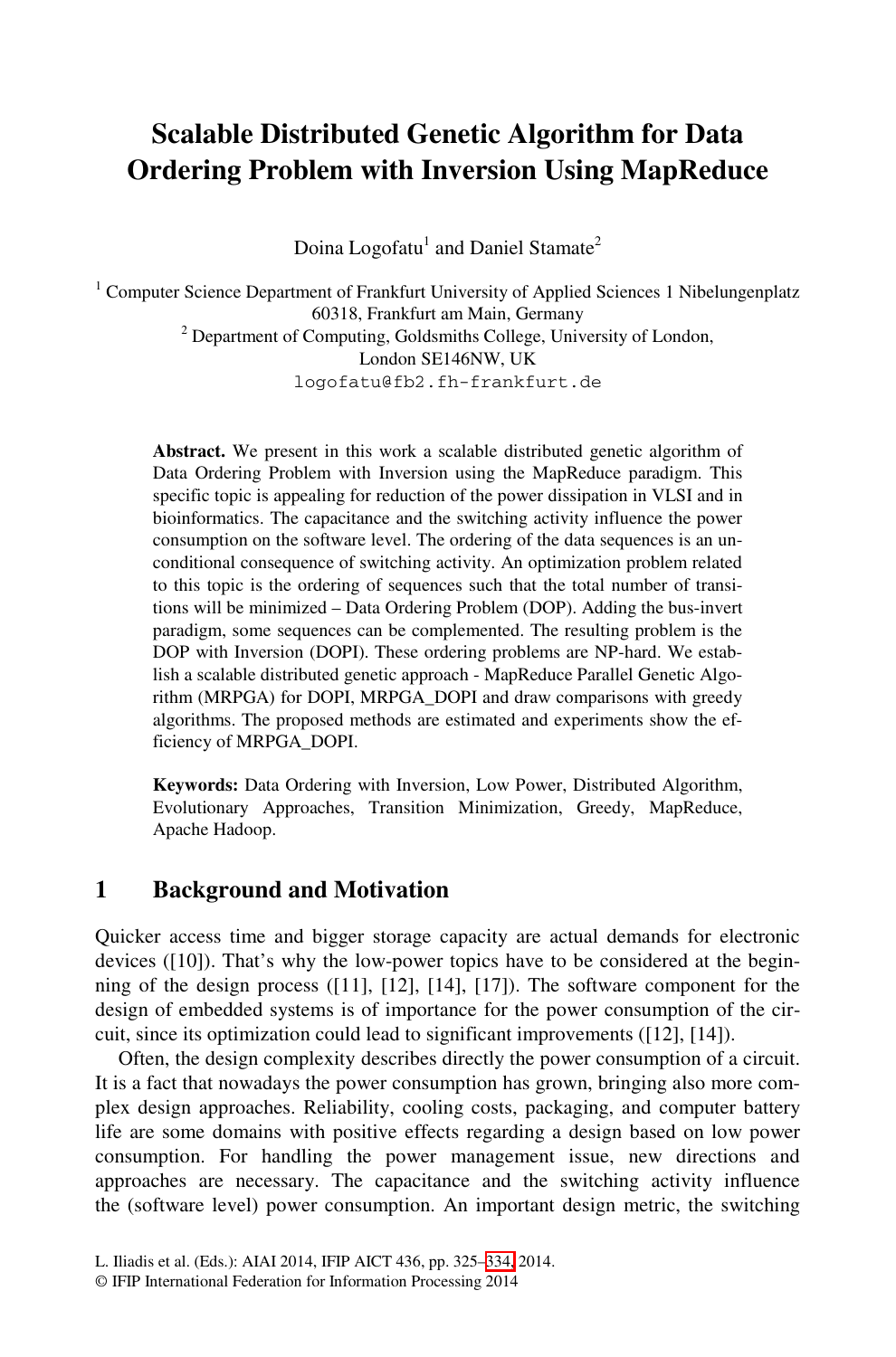# Scalable Distributed Genetic Algorithm for Data Ordering Problem with Inversion Using MapReduce

Doina Logofatu[1] and Daniel Stamate[2]

[1] Computer Science Department of Frankfurt University of Applied Sciences 1 Nibelungenplatz 60318, Frankfurt am Main, Germany

[2] Department of Computing, Goldsmiths College, University of London, London SE146NW, UK

logofatu@fb2.fh-frankfurt.de

**Abstract.** We present in this work a scalable distributed genetic algorithm of Data Ordering Problem with Inversion using the MapReduce paradigm. This specific topic is appealing for reduction of the power dissipation in VLSI and in bioinformatics. The capacitance and the switching activity influence the power consumption on the software level. The ordering of the data sequences is an unconditional consequence of switching activity. An optimization problem related to this topic is the ordering of sequences such that the total number of transitions will be minimized – Data Ordering Problem (DOP). Adding the bus-invert paradigm, some sequences can be complemented. The resulting problem is the DOP with Inversion (DOPI). These ordering problems are NP-hard. We establish a scalable distributed genetic approach - MapReduce Parallel Genetic Algorithm (MRPGA) for DOPI, MRPGA_DOPI and draw comparisons with greedy algorithms. The proposed methods are estimated and experiments show the efficiency of MRPGA_DOPI.

**Keywords:** Data Ordering with Inversion, Low Power, Distributed Algorithm, Evolutionary Approaches, Transition Minimization, Greedy, MapReduce, Apache Hadoop.

## 1 Background and Motivation

Quicker access time and bigger storage capacity are actual demands for electronic devices ([10]). That's why the low-power topics have to be considered at the beginning of the design process ([11], [12], [14], [17]). The software component for the design of embedded systems is of importance for the power consumption of the circuit, since its optimization could lead to significant improvements ([12], [14]).

Often, the design complexity describes directly the power consumption of a circuit. It is a fact that nowadays the power consumption has grown, bringing also more complex design approaches. Reliability, cooling costs, packaging, and computer battery life are some domains with positive effects regarding a design based on low power consumption. For handling the power management issue, new directions and approaches are necessary. The capacitance and the switching activity influence the (software level) power consumption. An important design metric, the switching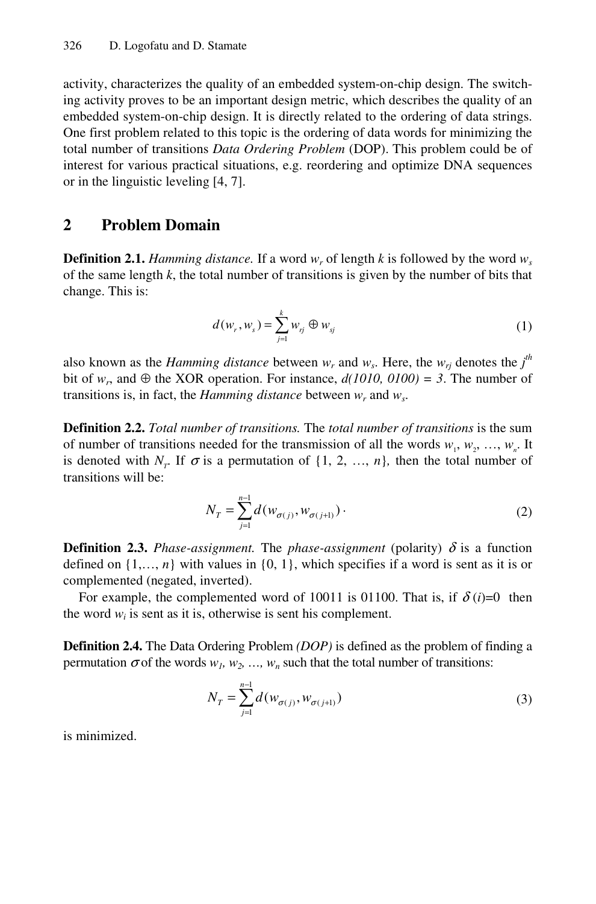activity, characterizes the quality of an embedded system-on-chip design. The switching activity proves to be an important design metric, which describes the quality of an embedded system-on-chip design. It is directly related to the ordering of data strings. One first problem related to this topic is the ordering of data words for minimizing the total number of transitions *Data Ordering Problem* (DOP). This problem could be of interest for various practical situations, e.g. reordering and optimize DNA sequences or in the linguistic leveling [4, 7].

## 2 Problem Domain

**Definition 2.1.** *Hamming distance.* If a word $w_r$ of length $k$ is followed by the word $w_s$ of the same length $k$, the total number of transitions is given by the number of bits that change. This is:

$$d(w_r, w_s) = \sum_{j=1}^{k} w_{rj} \oplus w_{sj} \tag{1}$$

also known as the *Hamming distance* between $w_r$ and $w_s$. Here, the $w_{rj}$ denotes the $j^{th}$ bit of $w_r$, and $\oplus$ the XOR operation. For instance, $d(1010, 0100) = 3$. The number of transitions is, in fact, the *Hamming distance* between $w_r$ and $w_s$.

**Definition 2.2.** *Total number of transitions.* The *total number of transitions* is the sum of number of transitions needed for the transmission of all the words $w_1, w_2, \ldots, w_n$. It is denoted with $N_T$. If $\sigma$ is a permutation of $\{1, 2, \ldots, n\}$, then the total number of transitions will be:

$$N_T = \sum_{j=1}^{n-1} d(w_{\sigma(j)}, w_{\sigma(j+1)}). \tag{2}$$

**Definition 2.3.** *Phase-assignment.* The *phase-assignment* (polarity) $\delta$ is a function defined on $\{1, \ldots, n\}$ with values in $\{0, 1\}$, which specifies if a word is sent as it is or complemented (negated, inverted).

For example, the complemented word of 10011 is 01100. That is, if $\delta(i)=0$ then the word $w_i$ is sent as it is, otherwise is sent his complement.

**Definition 2.4.** The Data Ordering Problem *(DOP)* is defined as the problem of finding a permutation $\sigma$ of the words $w_1, w_2, \ldots, w_n$ such that the total number of transitions:

$$N_T = \sum_{j=1}^{n-1} d(w_{\sigma(j)}, w_{\sigma(j+1)}) \tag{3}$$

is minimized.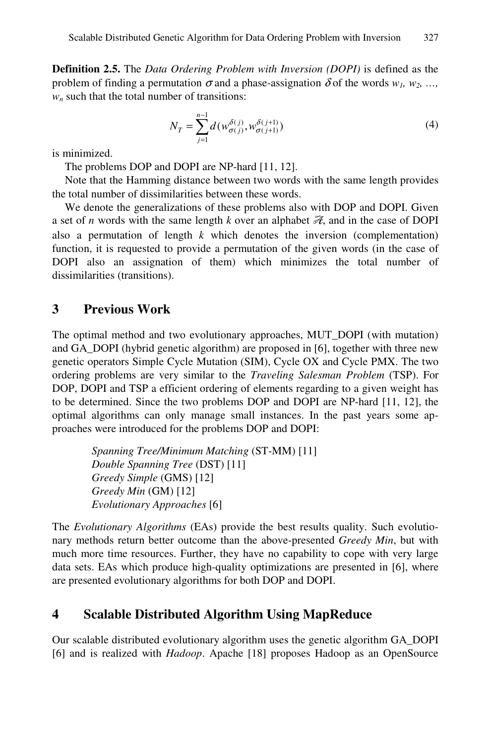**Definition 2.5.** The *Data Ordering Problem with Inversion (DOPI)* is defined as the problem of finding a permutation $\sigma$ and a phase-assignation $\delta$ of the words $w_1, w_2, \ldots, w_n$ such that the total number of transitions:

$$N_T = \sum_{j=1}^{n-1} d(w_{\sigma(j)}^{\delta(j)}, w_{\sigma(j+1)}^{\delta(j+1)}) \tag{4}$$

is minimized.

The problems DOP and DOPI are NP-hard [11, 12].

Note that the Hamming distance between two words with the same length provides the total number of dissimilarities between these words.

We denote the generalizations of these problems also with DOP and DOPI. Given a set of $n$ words with the same length $k$ over an alphabet $\mathscr{A}$, and in the case of DOPI also a permutation of length $k$ which denotes the inversion (complementation) function, it is requested to provide a permutation of the given words (in the case of DOPI also an assignation of them) which minimizes the total number of dissimilarities (transitions).

## 3 Previous Work

The optimal method and two evolutionary approaches, MUT_DOPI (with mutation) and GA_DOPI (hybrid genetic algorithm) are proposed in [6], together with three new genetic operators Simple Cycle Mutation (SIM), Cycle OX and Cycle PMX. The two ordering problems are very similar to the *Traveling Salesman Problem* (TSP). For DOP, DOPI and TSP a efficient ordering of elements regarding to a given weight has to be determined. Since the two problems DOP and DOPI are NP-hard [11, 12], the optimal algorithms can only manage small instances. In the past years some approaches were introduced for the problems DOP and DOPI:

*Spanning Tree/Minimum Matching* (ST-MM) [11]
*Double Spanning Tree* (DST) [11]
*Greedy Simple* (GMS) [12]
*Greedy Min* (GM) [12]
*Evolutionary Approaches* [6]

The *Evolutionary Algorithms* (EAs) provide the best results quality. Such evolutionary methods return better outcome than the above-presented *Greedy Min*, but with much more time resources. Further, they have no capability to cope with very large data sets. EAs which produce high-quality optimizations are presented in [6], where are presented evolutionary algorithms for both DOP and DOPI.

## 4 Scalable Distributed Algorithm Using MapReduce

Our scalable distributed evolutionary algorithm uses the genetic algorithm GA_DOPI [6] and is realized with *Hadoop*. Apache [18] proposes Hadoop as an OpenSource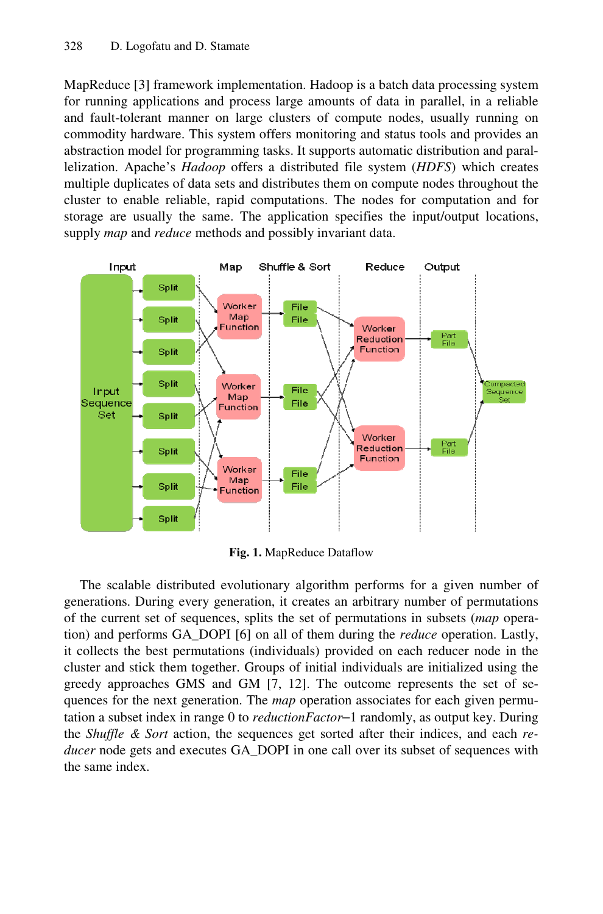MapReduce [3] framework implementation. Hadoop is a batch data processing system for running applications and process large amounts of data in parallel, in a reliable and fault-tolerant manner on large clusters of compute nodes, usually running on commodity hardware. This system offers monitoring and status tools and provides an abstraction model for programming tasks. It supports automatic distribution and parallelization. Apache's *Hadoop* offers a distributed file system (*HDFS*) which creates multiple duplicates of data sets and distributes them on compute nodes throughout the cluster to enable reliable, rapid computations. The nodes for computation and for storage are usually the same. The application specifies the input/output locations, supply *map* and *reduce* methods and possibly invariant data.

**Fig. 1.** MapReduce Dataflow

The scalable distributed evolutionary algorithm performs for a given number of generations. During every generation, it creates an arbitrary number of permutations of the current set of sequences, splits the set of permutations in subsets (*map* operation) and performs GA_DOPI [6] on all of them during the *reduce* operation. Lastly, it collects the best permutations (individuals) provided on each reducer node in the cluster and stick them together. Groups of initial individuals are initialized using the greedy approaches GMS and GM [7, 12]. The outcome represents the set of sequences for the next generation. The *map* operation associates for each given permutation a subset index in range 0 to *reductionFactor*−1 randomly, as output key. During the *Shuffle & Sort* action, the sequences get sorted after their indices, and each *reducer* node gets and executes GA_DOPI in one call over its subset of sequences with the same index.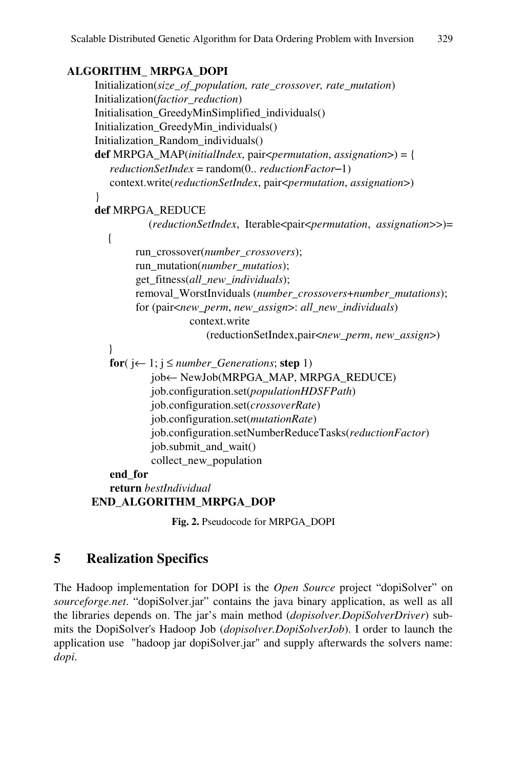```
ALGORITHM_ MRPGA_DOPI
    Initialization(size_of_population, rate_crossover, rate_mutation)
    Initialization(factior_reduction)
    Initialisation_GreedyMinSimplified_individuals()
    Initialization_GreedyMin_individuals()
    Initialization_Random_individuals()
    def MRPGA_MAP(initialIndex, pair<permutation, assignation>) = {
        reductionSetIndex = random(0.. reductionFactor−1)
        context.write(reductionSetIndex, pair<permutation, assignation>)
    }
    def MRPGA_REDUCE
            (reductionSetIndex, Iterable<pair<permutation, assignation>>)=
      {
            run_crossover(number_crossovers);
            run_mutation(number_mutatios);
            get_fitness(all_new_individuals);
            removal_WorstInviduals (number_crossovers+number_mutations);
            for (pair<new_perm, new_assign>: all_new_individuals)
                    context.write
                        (reductionSetIndex,pair<new_perm, new_assign>)
      }
      for( j← 1; j ≤ number_Generations; step 1)
              job← NewJob(MRPGA_MAP, MRPGA_REDUCE)
              job.configuration.set(populationHDSFPath)
              job.configuration.set(crossoverRate)
              job.configuration.set(mutationRate)
              job.configuration.setNumberReduceTasks(reductionFactor)
              job.submit_and_wait()
              collect_new_population
      end_for
      return bestIndividual
  END_ALGORITHM_MRPGA_DOP
```

**Fig. 2.** Pseudocode for MRPGA_DOPI

## 5 Realization Specifics

The Hadoop implementation for DOPI is the *Open Source* project "dopiSolver" on *sourceforge.net*. "dopiSolver.jar" contains the java binary application, as well as all the libraries depends on. The jar's main method (*dopisolver.DopiSolverDriver*) submits the DopiSolver's Hadoop Job (*dopisolver.DopiSolverJob*). I order to launch the application use "hadoop jar dopiSolver.jar" and supply afterwards the solvers name: *dopi*.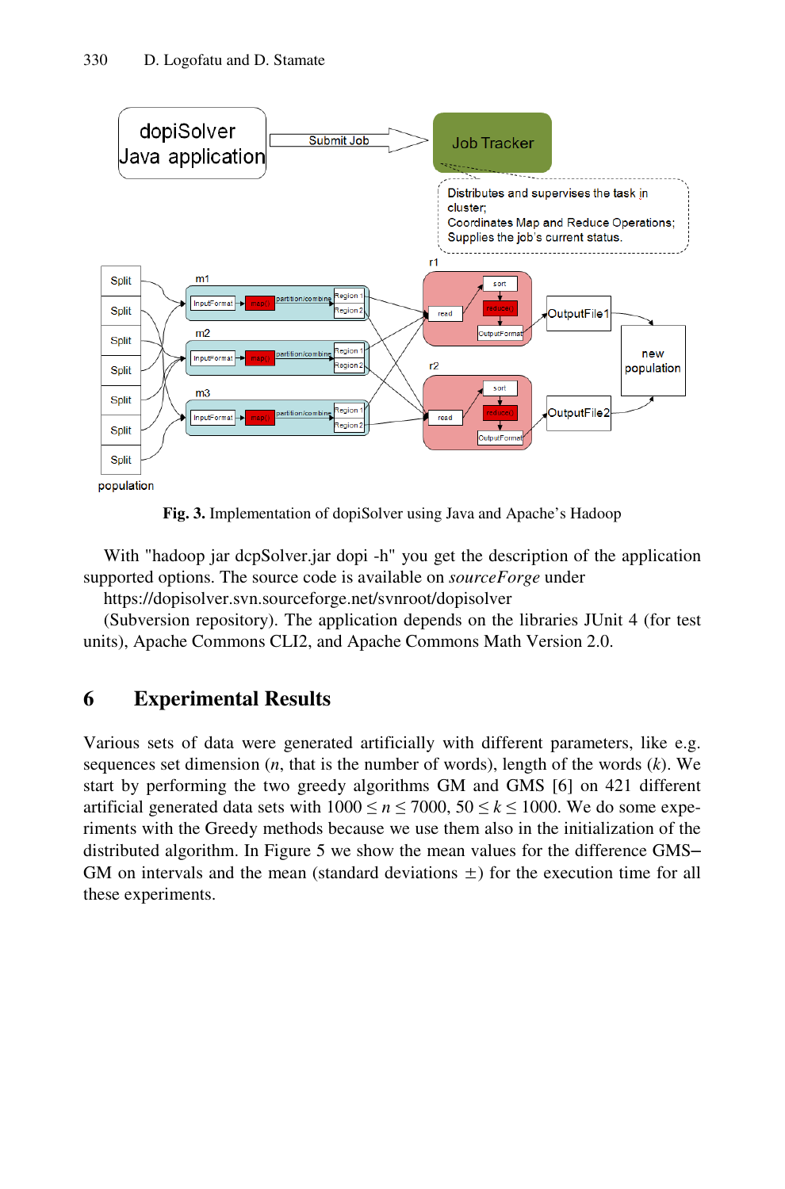**Fig. 3.** Implementation of dopiSolver using Java and Apache's Hadoop

With "hadoop jar dcpSolver.jar dopi -h" you get the description of the application supported options. The source code is available on *sourceForge* under

https://dopisolver.svn.sourceforge.net/svnroot/dopisolver

(Subversion repository). The application depends on the libraries JUnit 4 (for test units), Apache Commons CLI2, and Apache Commons Math Version 2.0.

## 6 Experimental Results

Various sets of data were generated artificially with different parameters, like e.g. sequences set dimension ($n$, that is the number of words), length of the words ($k$). We start by performing the two greedy algorithms GM and GMS [6] on 421 different artificial generated data sets with $1000 \leq n \leq 7000$, $50 \leq k \leq 1000$. We do some experiments with the Greedy methods because we use them also in the initialization of the distributed algorithm. In Figure 5 we show the mean values for the difference GMS–GM on intervals and the mean (standard deviations $\pm$) for the execution time for all these experiments.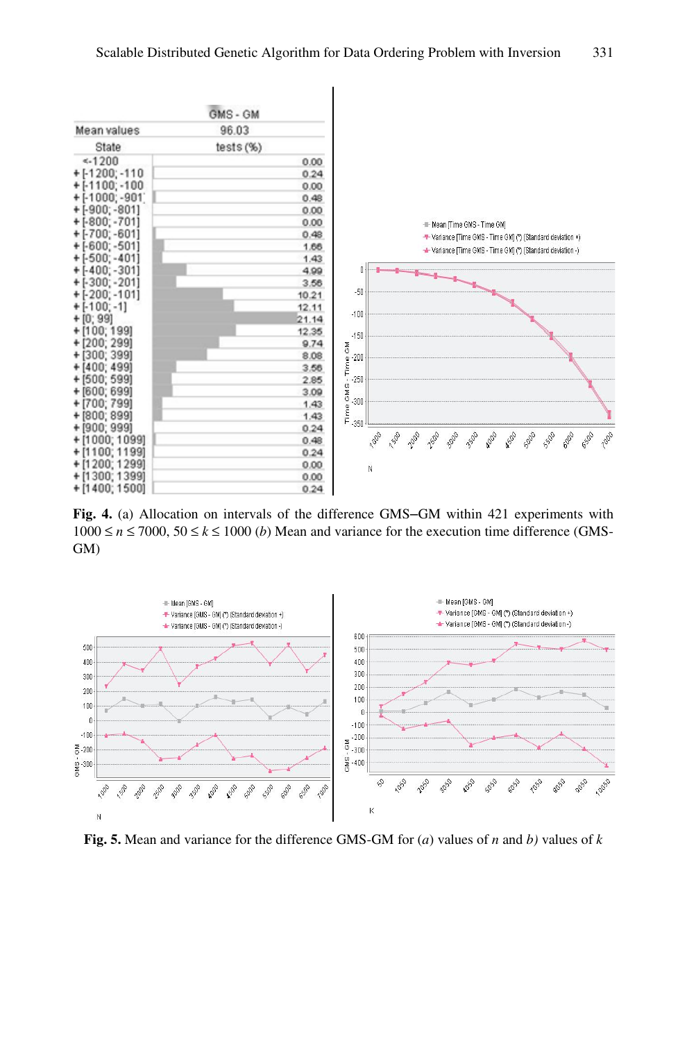**Fig. 4.** (a) Allocation on intervals of the difference GMS–GM within 421 experiments with $1000 \leq n \leq 7000$, $50 \leq k \leq 1000$ (*b*) Mean and variance for the execution time difference (GMS-GM)

**Fig. 5.** Mean and variance for the difference GMS-GM for (*a*) values of *n* and *b)* values of *k*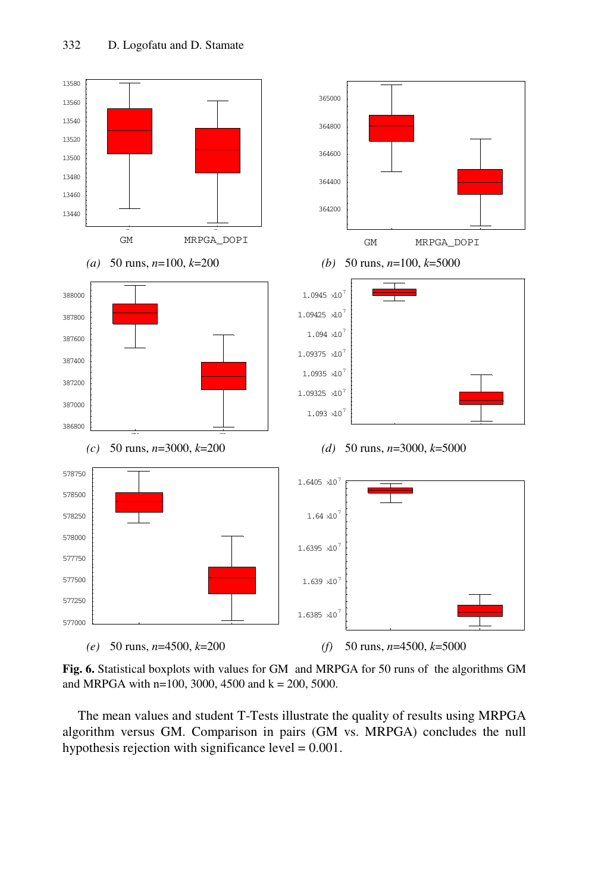(a) 50 runs, $n$=100, $k$=200

(b) 50 runs, $n$=100, $k$=5000

(c) 50 runs, $n$=3000, $k$=200

(d) 50 runs, $n$=3000, $k$=5000

(e) 50 runs, $n$=4500, $k$=200

(f) 50 runs, $n$=4500, $k$=5000

**Fig. 6.** Statistical boxplots with values for GM and MRPGA for 50 runs of the algorithms GM and MRPGA with n=100, 3000, 4500 and k = 200, 5000.

The mean values and student T-Tests illustrate the quality of results using MRPGA algorithm versus GM. Comparison in pairs (GM vs. MRPGA) concludes the null hypothesis rejection with significance level = 0.001.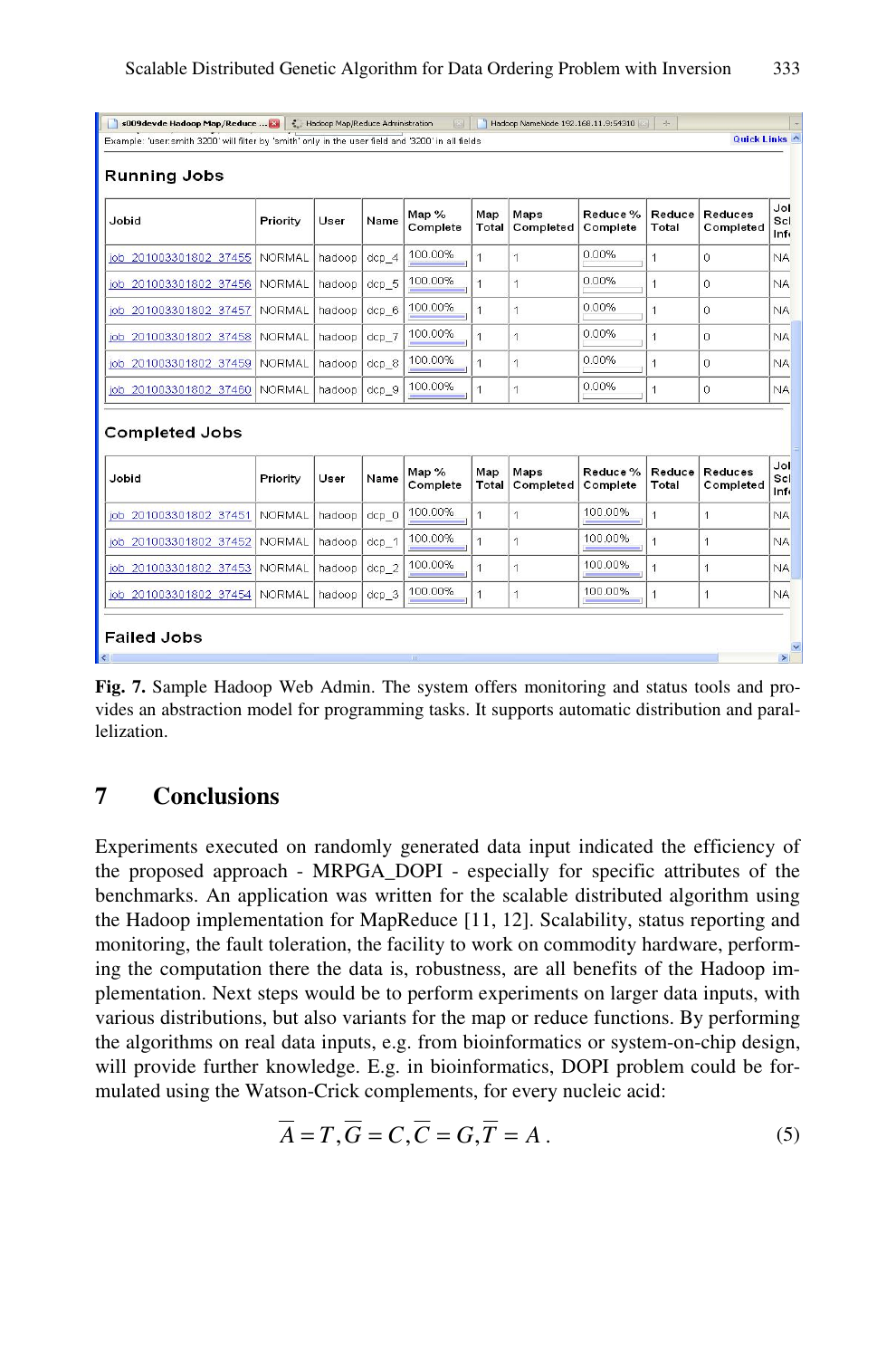**Running Jobs**

| Jobid | Priority | User | Name | Map % Complete | Map Total | Maps Completed | Reduce % Complete | Reduce Total | Reduces Completed | Job Sched Info |
|---|---|---|---|---|---|---|---|---|---|---|
| job_201003301802_37455 | NORMAL | hadoop | dcp_4 | 100.00% | 1 | 1 | 0.00% | 1 | 0 | NA |
| job_201003301802_37456 | NORMAL | hadoop | dcp_5 | 100.00% | 1 | 1 | 0.00% | 1 | 0 | NA |
| job_201003301802_37457 | NORMAL | hadoop | dcp_6 | 100.00% | 1 | 1 | 0.00% | 1 | 0 | NA |
| job_201003301802_37458 | NORMAL | hadoop | dcp_7 | 100.00% | 1 | 1 | 0.00% | 1 | 0 | NA |
| job_201003301802_37459 | NORMAL | hadoop | dcp_8 | 100.00% | 1 | 1 | 0.00% | 1 | 0 | NA |
| job_201003301802_37460 | NORMAL | hadoop | dcp_9 | 100.00% | 1 | 1 | 0.00% | 1 | 0 | NA |

**Completed Jobs**

| Jobid | Priority | User | Name | Map % Complete | Map Total | Maps Completed | Reduce % Complete | Reduce Total | Reduces Completed | Job Sched Info |
|---|---|---|---|---|---|---|---|---|---|---|
| job_201003301802_37451 | NORMAL | hadoop | dcp_0 | 100.00% | 1 | 1 | 100.00% | 1 | 1 | NA |
| job_201003301802_37452 | NORMAL | hadoop | dcp_1 | 100.00% | 1 | 1 | 100.00% | 1 | 1 | NA |
| job_201003301802_37453 | NORMAL | hadoop | dcp_2 | 100.00% | 1 | 1 | 100.00% | 1 | 1 | NA |
| job_201003301802_37454 | NORMAL | hadoop | dcp_3 | 100.00% | 1 | 1 | 100.00% | 1 | 1 | NA |

**Failed Jobs**

**Fig. 7.** Sample Hadoop Web Admin. The system offers monitoring and status tools and provides an abstraction model for programming tasks. It supports automatic distribution and parallelization.

## 7 Conclusions

Experiments executed on randomly generated data input indicated the efficiency of the proposed approach - MRPGA_DOPI - especially for specific attributes of the benchmarks. An application was written for the scalable distributed algorithm using the Hadoop implementation for MapReduce [11, 12]. Scalability, status reporting and monitoring, the fault toleration, the facility to work on commodity hardware, performing the computation there the data is, robustness, are all benefits of the Hadoop implementation. Next steps would be to perform experiments on larger data inputs, with various distributions, but also variants for the map or reduce functions. By performing the algorithms on real data inputs, e.g. from bioinformatics or system-on-chip design, will provide further knowledge. E.g. in bioinformatics, DOPI problem could be formulated using the Watson-Crick complements, for every nucleic acid:

$$\overline{A} = T, \overline{G} = C, \overline{C} = G, \overline{T} = A \,. \tag{5}$$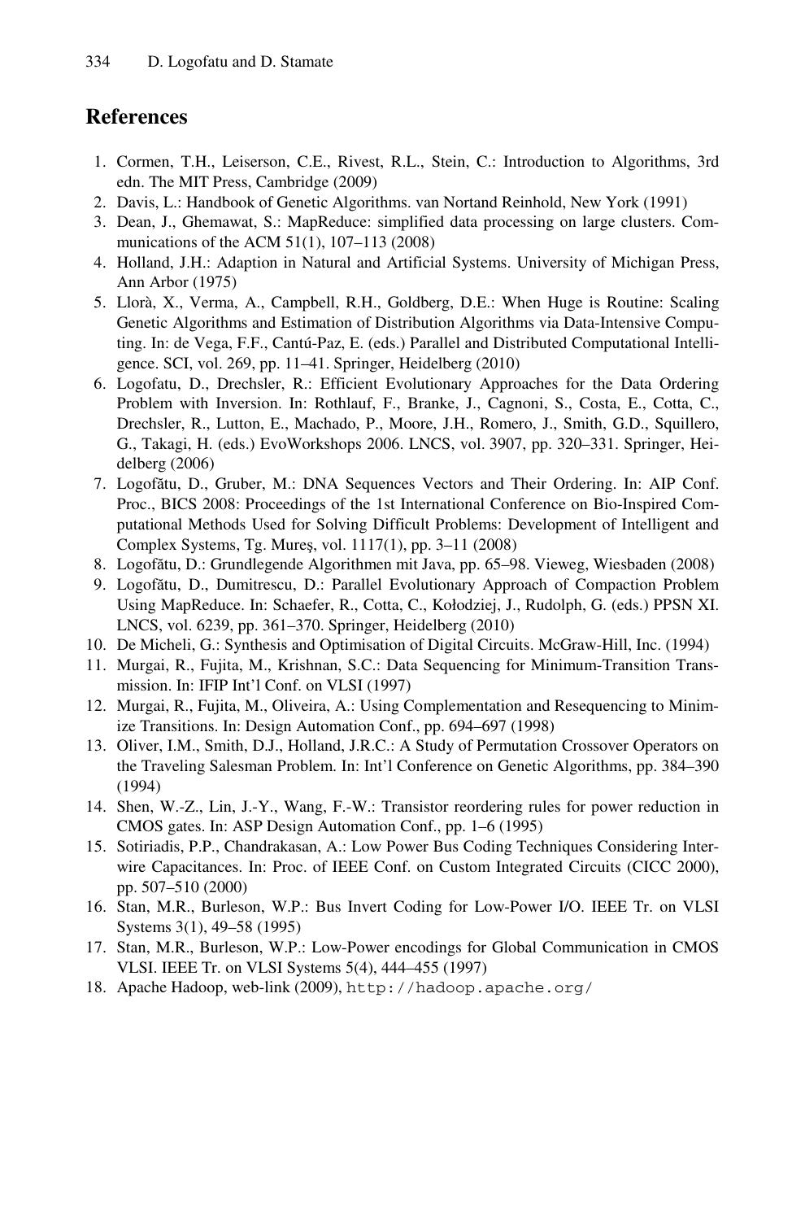## References

1. Cormen, T.H., Leiserson, C.E., Rivest, R.L., Stein, C.: Introduction to Algorithms, 3rd edn. The MIT Press, Cambridge (2009)
2. Davis, L.: Handbook of Genetic Algorithms. van Nortand Reinhold, New York (1991)
3. Dean, J., Ghemawat, S.: MapReduce: simplified data processing on large clusters. Communications of the ACM 51(1), 107–113 (2008)
4. Holland, J.H.: Adaption in Natural and Artificial Systems. University of Michigan Press, Ann Arbor (1975)
5. Llorà, X., Verma, A., Campbell, R.H., Goldberg, D.E.: When Huge is Routine: Scaling Genetic Algorithms and Estimation of Distribution Algorithms via Data-Intensive Computing. In: de Vega, F.F., Cantú-Paz, E. (eds.) Parallel and Distributed Computational Intelligence. SCI, vol. 269, pp. 11–41. Springer, Heidelberg (2010)
6. Logofatu, D., Drechsler, R.: Efficient Evolutionary Approaches for the Data Ordering Problem with Inversion. In: Rothlauf, F., Branke, J., Cagnoni, S., Costa, E., Cotta, C., Drechsler, R., Lutton, E., Machado, P., Moore, J.H., Romero, J., Smith, G.D., Squillero, G., Takagi, H. (eds.) EvoWorkshops 2006. LNCS, vol. 3907, pp. 320–331. Springer, Heidelberg (2006)
7. Logofătu, D., Gruber, M.: DNA Sequences Vectors and Their Ordering. In: AIP Conf. Proc., BICS 2008: Proceedings of the 1st International Conference on Bio-Inspired Computational Methods Used for Solving Difficult Problems: Development of Intelligent and Complex Systems, Tg. Mureş, vol. 1117(1), pp. 3–11 (2008)
8. Logofătu, D.: Grundlegende Algorithmen mit Java, pp. 65–98. Vieweg, Wiesbaden (2008)
9. Logofătu, D., Dumitrescu, D.: Parallel Evolutionary Approach of Compaction Problem Using MapReduce. In: Schaefer, R., Cotta, C., Kołodziej, J., Rudolph, G. (eds.) PPSN XI. LNCS, vol. 6239, pp. 361–370. Springer, Heidelberg (2010)
10. De Micheli, G.: Synthesis and Optimisation of Digital Circuits. McGraw-Hill, Inc. (1994)
11. Murgai, R., Fujita, M., Krishnan, S.C.: Data Sequencing for Minimum-Transition Transmission. In: IFIP Int'l Conf. on VLSI (1997)
12. Murgai, R., Fujita, M., Oliveira, A.: Using Complementation and Resequencing to Minimize Transitions. In: Design Automation Conf., pp. 694–697 (1998)
13. Oliver, I.M., Smith, D.J., Holland, J.R.C.: A Study of Permutation Crossover Operators on the Traveling Salesman Problem. In: Int'l Conference on Genetic Algorithms, pp. 384–390 (1994)
14. Shen, W.-Z., Lin, J.-Y., Wang, F.-W.: Transistor reordering rules for power reduction in CMOS gates. In: ASP Design Automation Conf., pp. 1–6 (1995)
15. Sotiriadis, P.P., Chandrakasan, A.: Low Power Bus Coding Techniques Considering Interwire Capacitances. In: Proc. of IEEE Conf. on Custom Integrated Circuits (CICC 2000), pp. 507–510 (2000)
16. Stan, M.R., Burleson, W.P.: Bus Invert Coding for Low-Power I/O. IEEE Tr. on VLSI Systems 3(1), 49–58 (1995)
17. Stan, M.R., Burleson, W.P.: Low-Power encodings for Global Communication in CMOS VLSI. IEEE Tr. on VLSI Systems 5(4), 444–455 (1997)
18. Apache Hadoop, web-link (2009), http://hadoop.apache.org/